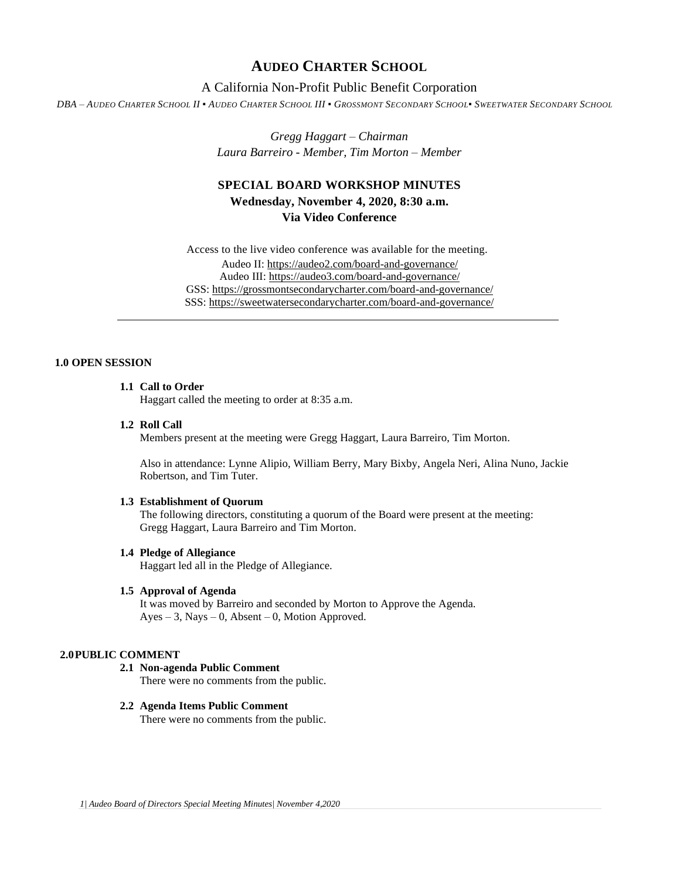# AUDEO CHARTER SCHOOL

A California Non-Profit Public Benefit Corporation

*DBA – AUDEO CHARTER SCHOOL II ▪ AUDEO CHARTER SCHOOL III ▪ GROSSMONT SECONDARY SCHOOL▪ SWEETWATER SECONDARY SCHOOL*

*Gregg Haggart – Chairman*
*Laura Barreiro - Member, Tim Morton – Member*

## SPECIAL BOARD WORKSHOP MINUTES
**Wednesday, November 4, 2020, 8:30 a.m.**
**Via Video Conference**

Access to the live video conference was available for the meeting.
Audeo II: https://audeo2.com/board-and-governance/
Audeo III: https://audeo3.com/board-and-governance/
GSS: https://grossmontsecondarycharter.com/board-and-governance/
SSS: https://sweetwatersecondarycharter.com/board-and-governance/

---

### 1.0 OPEN SESSION

**1.1 Call to Order**
Haggart called the meeting to order at 8:35 a.m.

**1.2 Roll Call**
Members present at the meeting were Gregg Haggart, Laura Barreiro, Tim Morton.

Also in attendance: Lynne Alipio, William Berry, Mary Bixby, Angela Neri, Alina Nuno, Jackie Robertson, and Tim Tuter.

**1.3 Establishment of Quorum**
The following directors, constituting a quorum of the Board were present at the meeting: Gregg Haggart, Laura Barreiro and Tim Morton.

**1.4 Pledge of Allegiance**
Haggart led all in the Pledge of Allegiance.

**1.5 Approval of Agenda**
It was moved by Barreiro and seconded by Morton to Approve the Agenda.
Ayes – 3, Nays – 0, Absent – 0, Motion Approved.

### 2.0 PUBLIC COMMENT

**2.1 Non-agenda Public Comment**
There were no comments from the public.

**2.2 Agenda Items Public Comment**
There were no comments from the public.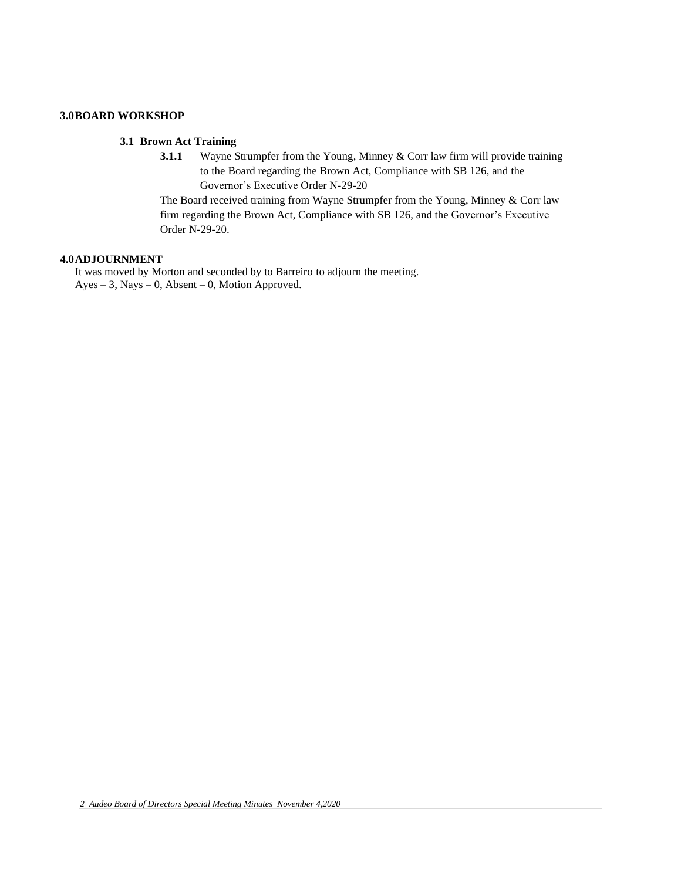## 3.0 BOARD WORKSHOP

### 3.1 Brown Act Training

**3.1.1** Wayne Strumpfer from the Young, Minney & Corr law firm will provide training to the Board regarding the Brown Act, Compliance with SB 126, and the Governor's Executive Order N-29-20

The Board received training from Wayne Strumpfer from the Young, Minney & Corr law firm regarding the Brown Act, Compliance with SB 126, and the Governor's Executive Order N-29-20.

## 4.0 ADJOURNMENT

It was moved by Morton and seconded by to Barreiro to adjourn the meeting.
Ayes – 3, Nays – 0, Absent – 0, Motion Approved.